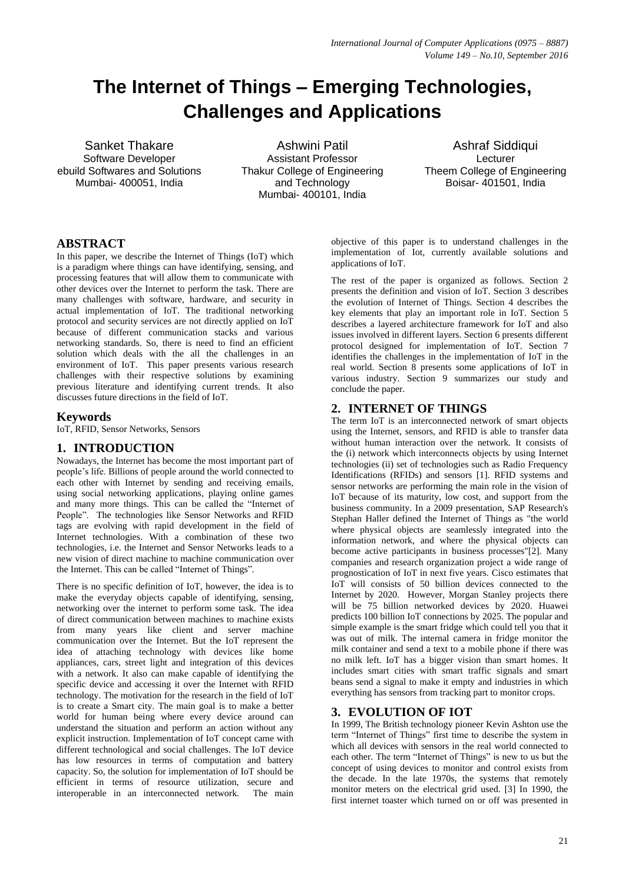# The Internet of Things – Emerging Technologies, Challenges and Applications

Sanket Thakare
Software Developer
ebuild Softwares and Solutions
Mumbai- 400051, India

Ashwini Patil
Assistant Professor
Thakur College of Engineering and Technology
Mumbai- 400101, India

Ashraf Siddiqui
Lecturer
Theem College of Engineering
Boisar- 401501, India

## ABSTRACT

In this paper, we describe the Internet of Things (IoT) which is a paradigm where things can have identifying, sensing, and processing features that will allow them to communicate with other devices over the Internet to perform the task. There are many challenges with software, hardware, and security in actual implementation of IoT. The traditional networking protocol and security services are not directly applied on IoT because of different communication stacks and various networking standards. So, there is need to find an efficient solution which deals with the all the challenges in an environment of IoT. This paper presents various research challenges with their respective solutions by examining previous literature and identifying current trends. It also discusses future directions in the field of IoT.

## Keywords

IoT, RFID, Sensor Networks, Sensors

## 1. INTRODUCTION

Nowadays, the Internet has become the most important part of people's life. Billions of people around the world connected to each other with Internet by sending and receiving emails, using social networking applications, playing online games and many more things. This can be called the "Internet of People". The technologies like Sensor Networks and RFID tags are evolving with rapid development in the field of Internet technologies. With a combination of these two technologies, i.e. the Internet and Sensor Networks leads to a new vision of direct machine to machine communication over the Internet. This can be called "Internet of Things".

There is no specific definition of IoT, however, the idea is to make the everyday objects capable of identifying, sensing, networking over the internet to perform some task. The idea of direct communication between machines to machine exists from many years like client and server machine communication over the Internet. But the IoT represent the idea of attaching technology with devices like home appliances, cars, street light and integration of this devices with a network. It also can make capable of identifying the specific device and accessing it over the Internet with RFID technology. The motivation for the research in the field of IoT is to create a Smart city. The main goal is to make a better world for human being where every device around can understand the situation and perform an action without any explicit instruction. Implementation of IoT concept came with different technological and social challenges. The IoT device has low resources in terms of computation and battery capacity. So, the solution for implementation of IoT should be efficient in terms of resource utilization, secure and interoperable in an interconnected network. The main objective of this paper is to understand challenges in the implementation of Iot, currently available solutions and applications of IoT.

The rest of the paper is organized as follows. Section 2 presents the definition and vision of IoT. Section 3 describes the evolution of Internet of Things. Section 4 describes the key elements that play an important role in IoT. Section 5 describes a layered architecture framework for IoT and also issues involved in different layers. Section 6 presents different protocol designed for implementation of IoT. Section 7 identifies the challenges in the implementation of IoT in the real world. Section 8 presents some applications of IoT in various industry. Section 9 summarizes our study and conclude the paper.

## 2. INTERNET OF THINGS

The term IoT is an interconnected network of smart objects using the Internet, sensors, and RFID is able to transfer data without human interaction over the network. It consists of the (i) network which interconnects objects by using Internet technologies (ii) set of technologies such as Radio Frequency Identifications (RFIDs) and sensors [1]. RFID systems and sensor networks are performing the main role in the vision of IoT because of its maturity, low cost, and support from the business community. In a 2009 presentation, SAP Research's Stephan Haller defined the Internet of Things as "the world where physical objects are seamlessly integrated into the information network, and where the physical objects can become active participants in business processes"[2]. Many companies and research organization project a wide range of prognostication of IoT in next five years. Cisco estimates that IoT will consists of 50 billion devices connected to the Internet by 2020. However, Morgan Stanley projects there will be 75 billion networked devices by 2020. Huawei predicts 100 billion IoT connections by 2025. The popular and simple example is the smart fridge which could tell you that it was out of milk. The internal camera in fridge monitor the milk container and send a text to a mobile phone if there was no milk left. IoT has a bigger vision than smart homes. It includes smart cities with smart traffic signals and smart beans send a signal to make it empty and industries in which everything has sensors from tracking part to monitor crops.

## 3. EVOLUTION OF IOT

In 1999, The British technology pioneer Kevin Ashton use the term "Internet of Things" first time to describe the system in which all devices with sensors in the real world connected to each other. The term "Internet of Things" is new to us but the concept of using devices to monitor and control exists from the decade. In the late 1970s, the systems that remotely monitor meters on the electrical grid used. [3] In 1990, the first internet toaster which turned on or off was presented in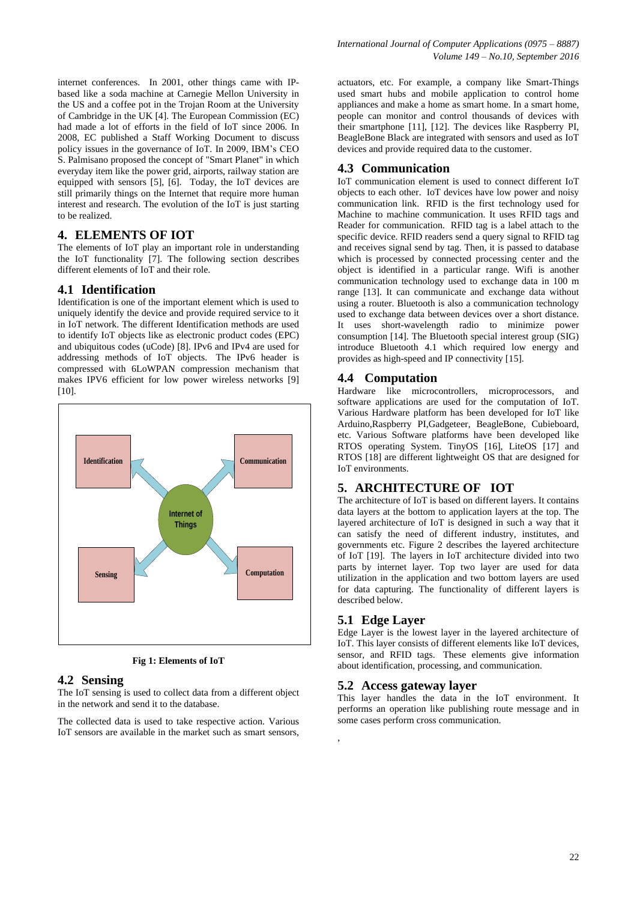internet conferences. In 2001, other things came with IP-based like a soda machine at Carnegie Mellon University in the US and a coffee pot in the Trojan Room at the University of Cambridge in the UK [4]. The European Commission (EC) had made a lot of efforts in the field of IoT since 2006. In 2008, EC published a Staff Working Document to discuss policy issues in the governance of IoT. In 2009, IBM's CEO S. Palmisano proposed the concept of "Smart Planet" in which everyday item like the power grid, airports, railway station are equipped with sensors [5], [6]. Today, the IoT devices are still primarily things on the Internet that require more human interest and research. The evolution of the IoT is just starting to be realized.

## 4. ELEMENTS OF IOT

The elements of IoT play an important role in understanding the IoT functionality [7]. The following section describes different elements of IoT and their role.

### 4.1 Identification

Identification is one of the important element which is used to uniquely identify the device and provide required service to it in IoT network. The different Identification methods are used to identify IoT objects like as electronic product codes (EPC) and ubiquitous codes (uCode) [8]. IPv6 and IPv4 are used for addressing methods of IoT objects. The IPv6 header is compressed with 6LoWPAN compression mechanism that makes IPV6 efficient for low power wireless networks [9] [10].

Identification | Communication | Internet of Things | Sensing | Computation

**Fig 1: Elements of IoT**

### 4.2 Sensing

The IoT sensing is used to collect data from a different object in the network and send it to the database.

The collected data is used to take respective action. Various IoT sensors are available in the market such as smart sensors, actuators, etc. For example, a company like Smart-Things used smart hubs and mobile application to control home appliances and make a home as smart home. In a smart home, people can monitor and control thousands of devices with their smartphone [11], [12]. The devices like Raspberry PI, BeagleBone Black are integrated with sensors and used as IoT devices and provide required data to the customer.

### 4.3 Communication

IoT communication element is used to connect different IoT objects to each other. IoT devices have low power and noisy communication link. RFID is the first technology used for Machine to machine communication. It uses RFID tags and Reader for communication. RFID tag is a label attach to the specific device. RFID readers send a query signal to RFID tag and receives signal send by tag. Then, it is passed to database which is processed by connected processing center and the object is identified in a particular range. Wifi is another communication technology used to exchange data in 100 m range [13]. It can communicate and exchange data without using a router. Bluetooth is also a communication technology used to exchange data between devices over a short distance. It uses short-wavelength radio to minimize power consumption [14]. The Bluetooth special interest group (SIG) introduce Bluetooth 4.1 which required low energy and provides as high-speed and IP connectivity [15].

### 4.4 Computation

Hardware like microcontrollers, microprocessors, and software applications are used for the computation of IoT. Various Hardware platform has been developed for IoT like Arduino,Raspberry PI,Gadgeteer, BeagleBone, Cubieboard, etc. Various Software platforms have been developed like RTOS operating System. TinyOS [16], LiteOS [17] and RTOS [18] are different lightweight OS that are designed for IoT environments.

## 5. ARCHITECTURE OF IOT

The architecture of IoT is based on different layers. It contains data layers at the bottom to application layers at the top. The layered architecture of IoT is designed in such a way that it can satisfy the need of different industry, institutes, and governments etc. Figure 2 describes the layered architecture of IoT [19]. The layers in IoT architecture divided into two parts by internet layer. Top two layer are used for data utilization in the application and two bottom layers are used for data capturing. The functionality of different layers is described below.

### 5.1 Edge Layer

Edge Layer is the lowest layer in the layered architecture of IoT. This layer consists of different elements like IoT devices, sensor, and RFID tags. These elements give information about identification, processing, and communication.

### 5.2 Access gateway layer

This layer handles the data in the IoT environment. It performs an operation like publishing route message and in some cases perform cross communication.

,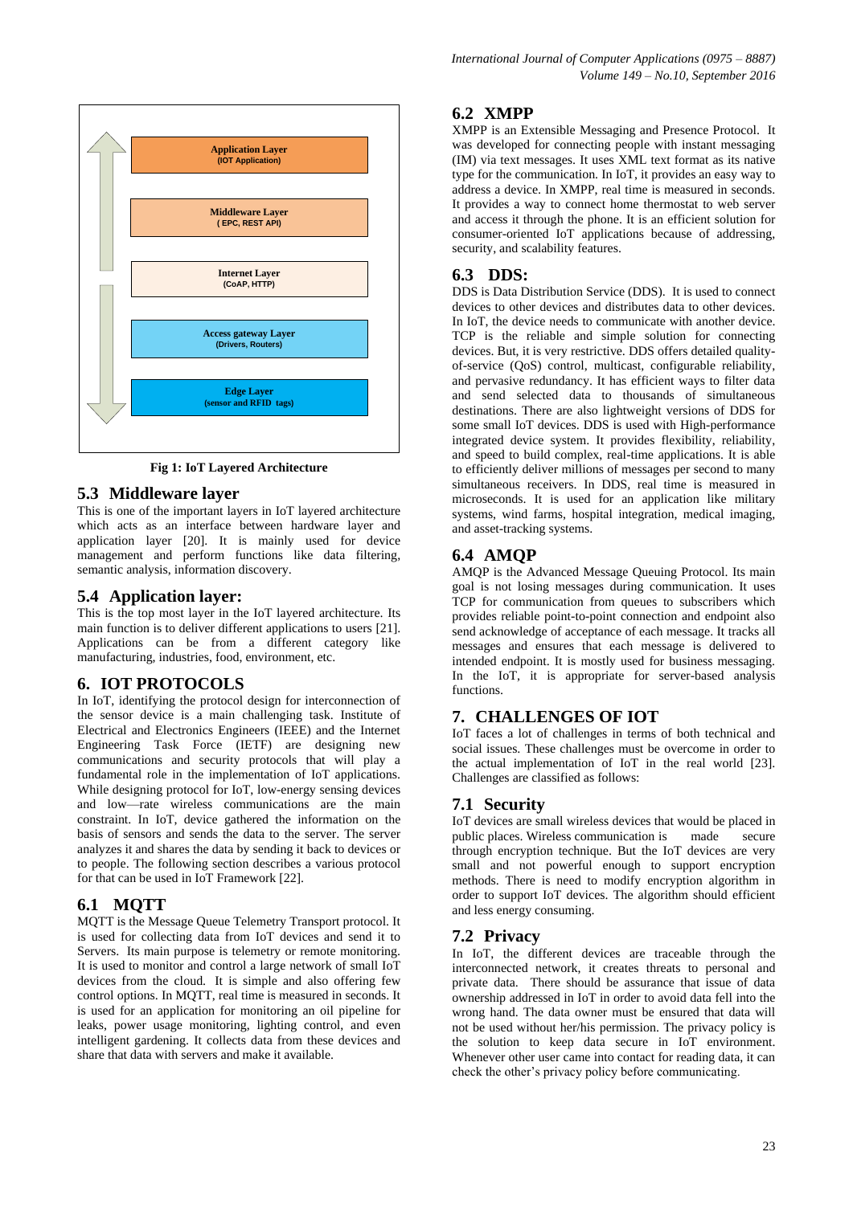Application Layer
(IOT Application)

Middleware Layer
( EPC, REST API)

Internet Layer
(CoAP, HTTP)

Access gateway Layer
(Drivers, Routers)

Edge Layer
(sensor and RFID tags)

**Fig 1: IoT Layered Architecture**

## 5.3 Middleware layer

This is one of the important layers in IoT layered architecture which acts as an interface between hardware layer and application layer [20]. It is mainly used for device management and perform functions like data filtering, semantic analysis, information discovery.

## 5.4 Application layer:

This is the top most layer in the IoT layered architecture. Its main function is to deliver different applications to users [21]. Applications can be from a different category like manufacturing, industries, food, environment, etc.

# 6. IOT PROTOCOLS

In IoT, identifying the protocol design for interconnection of the sensor device is a main challenging task. Institute of Electrical and Electronics Engineers (IEEE) and the Internet Engineering Task Force (IETF) are designing new communications and security protocols that will play a fundamental role in the implementation of IoT applications. While designing protocol for IoT, low-energy sensing devices and low—rate wireless communications are the main constraint. In IoT, device gathered the information on the basis of sensors and sends the data to the server. The server analyzes it and shares the data by sending it back to devices or to people. The following section describes a various protocol for that can be used in IoT Framework [22].

## 6.1 MQTT

MQTT is the Message Queue Telemetry Transport protocol. It is used for collecting data from IoT devices and send it to Servers. Its main purpose is telemetry or remote monitoring. It is used to monitor and control a large network of small IoT devices from the cloud. It is simple and also offering few control options. In MQTT, real time is measured in seconds. It is used for an application for monitoring an oil pipeline for leaks, power usage monitoring, lighting control, and even intelligent gardening. It collects data from these devices and share that data with servers and make it available.

## 6.2 XMPP

XMPP is an Extensible Messaging and Presence Protocol. It was developed for connecting people with instant messaging (IM) via text messages. It uses XML text format as its native type for the communication. In IoT, it provides an easy way to address a device. In XMPP, real time is measured in seconds. It provides a way to connect home thermostat to web server and access it through the phone. It is an efficient solution for consumer-oriented IoT applications because of addressing, security, and scalability features.

## 6.3 DDS:

DDS is Data Distribution Service (DDS). It is used to connect devices to other devices and distributes data to other devices. In IoT, the device needs to communicate with another device. TCP is the reliable and simple solution for connecting devices. But, it is very restrictive. DDS offers detailed quality-of-service (QoS) control, multicast, configurable reliability, and pervasive redundancy. It has efficient ways to filter data and send selected data to thousands of simultaneous destinations. There are also lightweight versions of DDS for some small IoT devices. DDS is used with High-performance integrated device system. It provides flexibility, reliability, and speed to build complex, real-time applications. It is able to efficiently deliver millions of messages per second to many simultaneous receivers. In DDS, real time is measured in microseconds. It is used for an application like military systems, wind farms, hospital integration, medical imaging, and asset-tracking systems.

## 6.4 AMQP

AMQP is the Advanced Message Queuing Protocol. Its main goal is not losing messages during communication. It uses TCP for communication from queues to subscribers which provides reliable point-to-point connection and endpoint also send acknowledge of acceptance of each message. It tracks all messages and ensures that each message is delivered to intended endpoint. It is mostly used for business messaging. In the IoT, it is appropriate for server-based analysis functions.

# 7. CHALLENGES OF IOT

IoT faces a lot of challenges in terms of both technical and social issues. These challenges must be overcome in order to the actual implementation of IoT in the real world [23]. Challenges are classified as follows:

## 7.1 Security

IoT devices are small wireless devices that would be placed in public places. Wireless communication is made secure through encryption technique. But the IoT devices are very small and not powerful enough to support encryption methods. There is need to modify encryption algorithm in order to support IoT devices. The algorithm should efficient and less energy consuming.

## 7.2 Privacy

In IoT, the different devices are traceable through the interconnected network, it creates threats to personal and private data. There should be assurance that issue of data ownership addressed in IoT in order to avoid data fell into the wrong hand. The data owner must be ensured that data will not be used without her/his permission. The privacy policy is the solution to keep data secure in IoT environment. Whenever other user came into contact for reading data, it can check the other's privacy policy before communicating.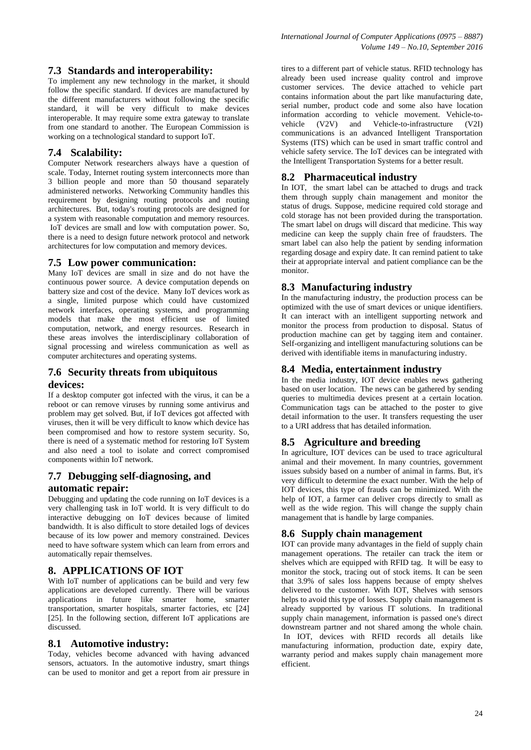### 7.3 Standards and interoperability:

To implement any new technology in the market, it should follow the specific standard. If devices are manufactured by the different manufacturers without following the specific standard, it will be very difficult to make devices interoperable. It may require some extra gateway to translate from one standard to another. The European Commission is working on a technological standard to support IoT.

### 7.4 Scalability:

Computer Network researchers always have a question of scale. Today, Internet routing system interconnects more than 3 billion people and more than 50 thousand separately administered networks. Networking Community handles this requirement by designing routing protocols and routing architectures. But, today's routing protocols are designed for a system with reasonable computation and memory resources. IoT devices are small and low with computation power. So, there is a need to design future network protocol and network architectures for low computation and memory devices.

### 7.5 Low power communication:

Many IoT devices are small in size and do not have the continuous power source. A device computation depends on battery size and cost of the device. Many IoT devices work as a single, limited purpose which could have customized network interfaces, operating systems, and programming models that make the most efficient use of limited computation, network, and energy resources. Research in these areas involves the interdisciplinary collaboration of signal processing and wireless communication as well as computer architectures and operating systems.

### 7.6 Security threats from ubiquitous devices:

If a desktop computer got infected with the virus, it can be a reboot or can remove viruses by running some antivirus and problem may get solved. But, if IoT devices got affected with viruses, then it will be very difficult to know which device has been compromised and how to restore system security. So, there is need of a systematic method for restoring IoT System and also need a tool to isolate and correct compromised components within IoT network.

### 7.7 Debugging self-diagnosing, and automatic repair:

Debugging and updating the code running on IoT devices is a very challenging task in IoT world. It is very difficult to do interactive debugging on IoT devices because of limited bandwidth. It is also difficult to store detailed logs of devices because of its low power and memory constrained. Devices need to have software system which can learn from errors and automatically repair themselves.

## 8. APPLICATIONS OF IOT

With IoT number of applications can be build and very few applications are developed currently. There will be various applications in future like smarter home, smarter transportation, smarter hospitals, smarter factories, etc [24] [25]. In the following section, different IoT applications are discussed.

### 8.1 Automotive industry:

Today, vehicles become advanced with having advanced sensors, actuators. In the automotive industry, smart things can be used to monitor and get a report from air pressure in tires to a different part of vehicle status. RFID technology has already been used increase quality control and improve customer services. The device attached to vehicle part contains information about the part like manufacturing date, serial number, product code and some also have location information according to vehicle movement. Vehicle-to-vehicle (V2V) and Vehicle-to-infrastructure (V2I) communications is an advanced Intelligent Transportation Systems (ITS) which can be used in smart traffic control and vehicle safety service. The IoT devices can be integrated with the Intelligent Transportation Systems for a better result.

### 8.2 Pharmaceutical industry

In IOT, the smart label can be attached to drugs and track them through supply chain management and monitor the status of drugs. Suppose, medicine required cold storage and cold storage has not been provided during the transportation. The smart label on drugs will discard that medicine. This way medicine can keep the supply chain free of fraudsters. The smart label can also help the patient by sending information regarding dosage and expiry date. It can remind patient to take their at appropriate interval and patient compliance can be the monitor.

### 8.3 Manufacturing industry

In the manufacturing industry, the production process can be optimized with the use of smart devices or unique identifiers. It can interact with an intelligent supporting network and monitor the process from production to disposal. Status of production machine can get by tagging item and container. Self-organizing and intelligent manufacturing solutions can be derived with identifiable items in manufacturing industry.

### 8.4 Media, entertainment industry

In the media industry, IOT device enables news gathering based on user location. The news can be gathered by sending queries to multimedia devices present at a certain location. Communication tags can be attached to the poster to give detail information to the user. It transfers requesting the user to a URI address that has detailed information.

### 8.5 Agriculture and breeding

In agriculture, IOT devices can be used to trace agricultural animal and their movement. In many countries, government issues subsidy based on a number of animal in farms. But, it's very difficult to determine the exact number. With the help of IOT devices, this type of frauds can be minimized. With the help of IOT, a farmer can deliver crops directly to small as well as the wide region. This will change the supply chain management that is handle by large companies.

### 8.6 Supply chain management

IOT can provide many advantages in the field of supply chain management operations. The retailer can track the item or shelves which are equipped with RFID tag. It will be easy to monitor the stock, tracing out of stock items. It can be seen that 3.9% of sales loss happens because of empty shelves delivered to the customer. With IOT, Shelves with sensors helps to avoid this type of losses. Supply chain management is already supported by various IT solutions. In traditional supply chain management, information is passed one's direct downstream partner and not shared among the whole chain. In IOT, devices with RFID records all details like manufacturing information, production date, expiry date, warranty period and makes supply chain management more efficient.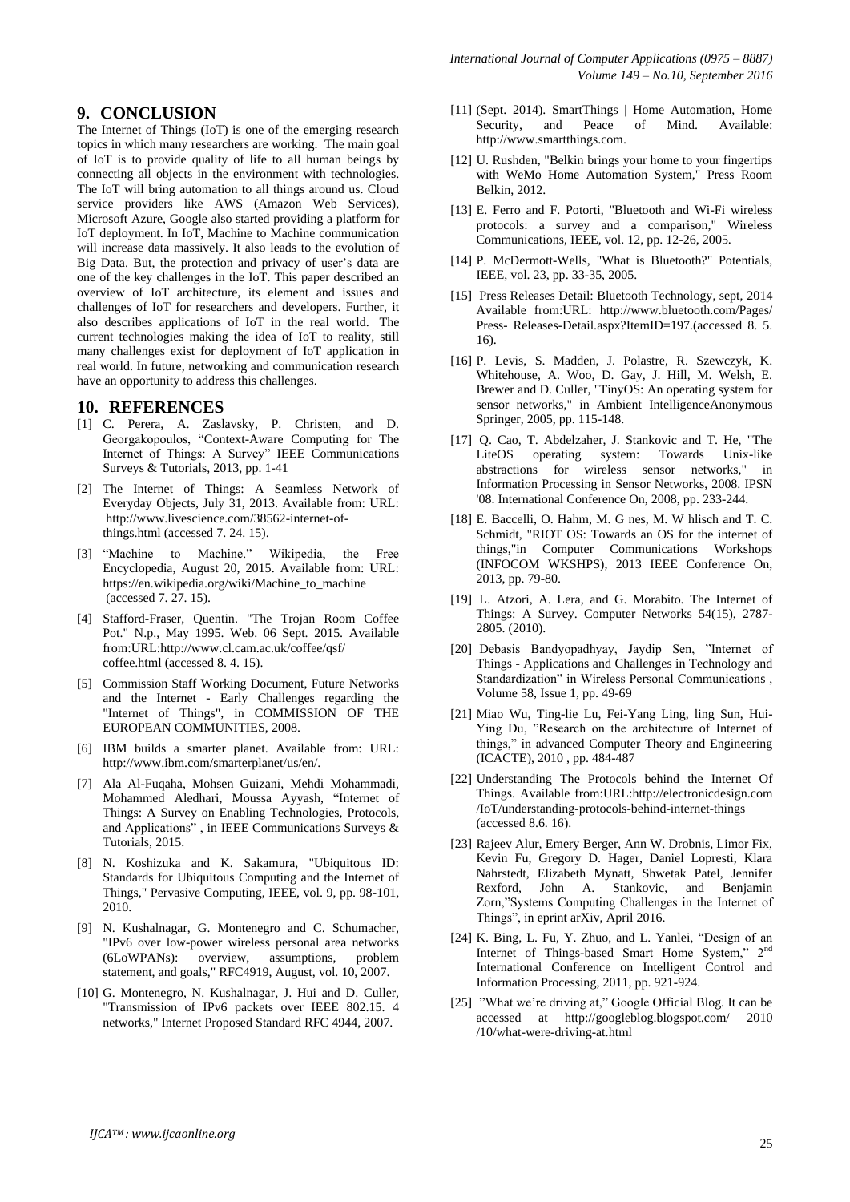## 9. CONCLUSION

The Internet of Things (IoT) is one of the emerging research topics in which many researchers are working. The main goal of IoT is to provide quality of life to all human beings by connecting all objects in the environment with technologies. The IoT will bring automation to all things around us. Cloud service providers like AWS (Amazon Web Services), Microsoft Azure, Google also started providing a platform for IoT deployment. In IoT, Machine to Machine communication will increase data massively. It also leads to the evolution of Big Data. But, the protection and privacy of user's data are one of the key challenges in the IoT. This paper described an overview of IoT architecture, its element and issues and challenges of IoT for researchers and developers. Further, it also describes applications of IoT in the real world. The current technologies making the idea of IoT to reality, still many challenges exist for deployment of IoT application in real world. In future, networking and communication research have an opportunity to address this challenges.

## 10. REFERENCES

[1] C. Perera, A. Zaslavsky, P. Christen, and D. Georgakopoulos, "Context-Aware Computing for The Internet of Things: A Survey" IEEE Communications Surveys & Tutorials, 2013, pp. 1-41

[2] The Internet of Things: A Seamless Network of Everyday Objects, July 31, 2013. Available from: URL: http://www.livescience.com/38562-internet-of-things.html (accessed 7. 24. 15).

[3] "Machine to Machine." Wikipedia, the Free Encyclopedia, August 20, 2015. Available from: URL: https://en.wikipedia.org/wiki/Machine_to_machine (accessed 7. 27. 15).

[4] Stafford-Fraser, Quentin. "The Trojan Room Coffee Pot." N.p., May 1995. Web. 06 Sept. 2015. Available from:URL:http://www.cl.cam.ac.uk/coffee/qsf/ coffee.html (accessed 8. 4. 15).

[5] Commission Staff Working Document, Future Networks and the Internet - Early Challenges regarding the "Internet of Things", in COMMISSION OF THE EUROPEAN COMMUNITIES, 2008.

[6] IBM builds a smarter planet. Available from: URL: http://www.ibm.com/smarterplanet/us/en/.

[7] Ala Al-Fuqaha, Mohsen Guizani, Mehdi Mohammadi, Mohammed Aledhari, Moussa Ayyash, "Internet of Things: A Survey on Enabling Technologies, Protocols, and Applications" , in IEEE Communications Surveys & Tutorials, 2015.

[8] N. Koshizuka and K. Sakamura, "Ubiquitous ID: Standards for Ubiquitous Computing and the Internet of Things," Pervasive Computing, IEEE, vol. 9, pp. 98-101, 2010.

[9] N. Kushalnagar, G. Montenegro and C. Schumacher, "IPv6 over low-power wireless personal area networks (6LoWPANs): overview, assumptions, problem statement, and goals," RFC4919, August, vol. 10, 2007.

[10] G. Montenegro, N. Kushalnagar, J. Hui and D. Culler, "Transmission of IPv6 packets over IEEE 802.15. 4 networks," Internet Proposed Standard RFC 4944, 2007.

[11] (Sept. 2014). SmartThings | Home Automation, Home Security, and Peace of Mind. Available: http://www.smartthings.com.

[12] U. Rushden, "Belkin brings your home to your fingertips with WeMo Home Automation System," Press Room Belkin, 2012.

[13] E. Ferro and F. Potorti, "Bluetooth and Wi-Fi wireless protocols: a survey and a comparison," Wireless Communications, IEEE, vol. 12, pp. 12-26, 2005.

[14] P. McDermott-Wells, "What is Bluetooth?" Potentials, IEEE, vol. 23, pp. 33-35, 2005.

[15] Press Releases Detail: Bluetooth Technology, sept, 2014 Available from:URL: http://www.bluetooth.com/Pages/ Press- Releases-Detail.aspx?ItemID=197.(accessed 8. 5. 16).

[16] P. Levis, S. Madden, J. Polastre, R. Szewczyk, K. Whitehouse, A. Woo, D. Gay, J. Hill, M. Welsh, E. Brewer and D. Culler, "TinyOS: An operating system for sensor networks," in Ambient IntelligenceAnonymous Springer, 2005, pp. 115-148.

[17] Q. Cao, T. Abdelzaher, J. Stankovic and T. He, "The LiteOS operating system: Towards Unix-like abstractions for wireless sensor networks," in Information Processing in Sensor Networks, 2008. IPSN '08. International Conference On, 2008, pp. 233-244.

[18] E. Baccelli, O. Hahm, M. G nes, M. W hlisch and T. C. Schmidt, "RIOT OS: Towards an OS for the internet of things,"in Computer Communications Workshops (INFOCOM WKSHPS), 2013 IEEE Conference On, 2013, pp. 79-80.

[19] L. Atzori, A. Lera, and G. Morabito. The Internet of Things: A Survey. Computer Networks 54(15), 2787-2805. (2010).

[20] Debasis Bandyopadhyay, Jaydip Sen, "Internet of Things - Applications and Challenges in Technology and Standardization" in Wireless Personal Communications , Volume 58, Issue 1, pp. 49-69

[21] Miao Wu, Ting-lie Lu, Fei-Yang Ling, ling Sun, Hui-Ying Du, "Research on the architecture of Internet of things," in advanced Computer Theory and Engineering (ICACTE), 2010 , pp. 484-487

[22] Understanding The Protocols behind the Internet Of Things. Available from:URL:http://electronicdesign.com /IoT/understanding-protocols-behind-internet-things (accessed 8.6. 16).

[23] Rajeev Alur, Emery Berger, Ann W. Drobnis, Limor Fix, Kevin Fu, Gregory D. Hager, Daniel Lopresti, Klara Nahrstedt, Elizabeth Mynatt, Shwetak Patel, Jennifer Rexford, John A. Stankovic, and Benjamin Zorn,"Systems Computing Challenges in the Internet of Things", in eprint arXiv, April 2016.

[24] K. Bing, L. Fu, Y. Zhuo, and L. Yanlei, "Design of an Internet of Things-based Smart Home System," 2nd International Conference on Intelligent Control and Information Processing, 2011, pp. 921-924.

[25] "What we're driving at," Google Official Blog. It can be accessed at http://googleblog.blogspot.com/ 2010 /10/what-were-driving-at.html